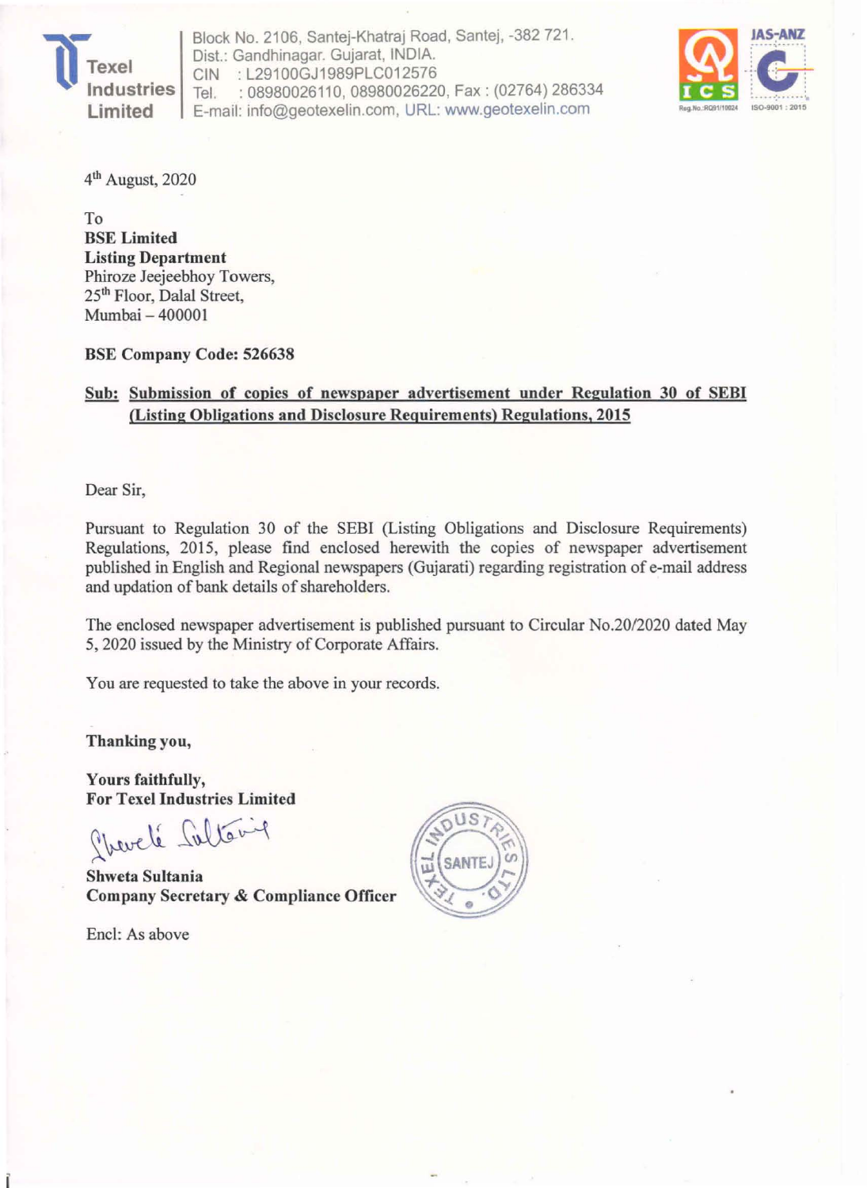**Texel Industries Limited**

Block No. 2106, Santej-Khatraj Road, Santej, -382 721.
Dist.: Gandhinagar. Gujarat, INDIA.
CIN : L29100GJ1989PLC012576
Tel. : 08980026110, 08980026220, Fax : (02764) 286334
E-mail: info@geotexelin.com, URL: www.geotexelin.com

4th August, 2020

To
**BSE Limited**
**Listing Department**
Phiroze Jeejeebhoy Towers,
25th Floor, Dalal Street,
Mumbai – 400001

**BSE Company Code: 526638**

**Sub: Submission of copies of newspaper advertisement under Regulation 30 of SEBI (Listing Obligations and Disclosure Requirements) Regulations, 2015**

Dear Sir,

Pursuant to Regulation 30 of the SEBI (Listing Obligations and Disclosure Requirements) Regulations, 2015, please find enclosed herewith the copies of newspaper advertisement published in English and Regional newspapers (Gujarati) regarding registration of e-mail address and updation of bank details of shareholders.

The enclosed newspaper advertisement is published pursuant to Circular No.20/2020 dated May 5, 2020 issued by the Ministry of Corporate Affairs.

You are requested to take the above in your records.

**Thanking you,**

**Yours faithfully,**
**For Texel Industries Limited**

**Shweta Sultania**
**Company Secretary & Compliance Officer**

Encl: As above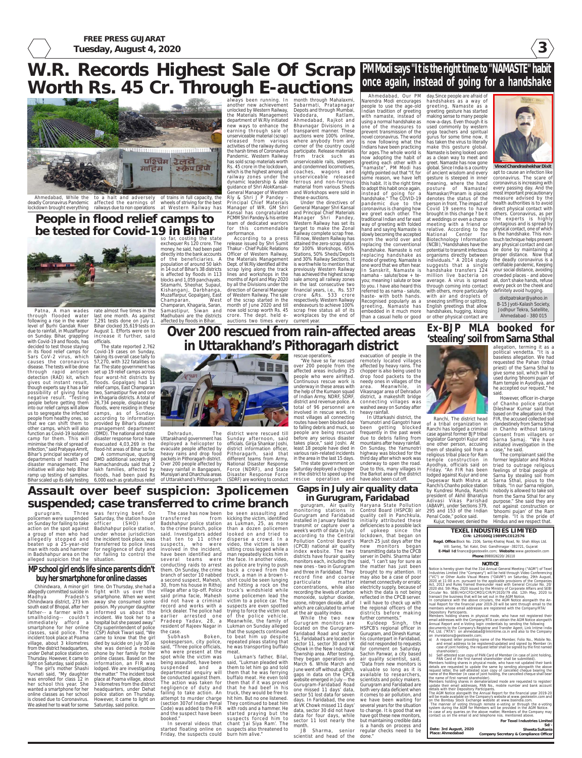# W.R. Records Highest Sale Of Scrap Worth Rs. 45 Cr. Through E-auctions

Ahmedabad, While the deadly Coronavirus Pandemic lockdown brought everything to a halt and adversely affected the earnings of railways due to non operations of trains in full capacity, the wheels of striving for the best at Western Railway has always been running. In another new achievement unlocked by Western Railway, the Materials Management department of W.Rly initiated new ways to enhance the earning through sale of unserviceable material (scrap) released from various activities of the railway during the harsh times of Coronavirus Pandemic. Western Railway has sold scrap materials worth Rs. 45 crore in the lockdown, which is the highest among all railway zones under the dynamic leadership & able guidance of Shri AlokKansal- General Manager of Western Rly & Shri J P Pandey – Principal Chief Materials Manager of WR. GM Shri Kansal has congratulated PCMM Shri Pandey & his entire team of dedicated warriors for this commendable performance.

According to a press release issued by Shri Sumit Thakur - Chief Public Relations Officer of Western Railway, the Materials Management Dept. of W.Rly identified all the scrap lying along the track lines and workshops in the months of April and May 2020 by all the Divisions under the direction of General Manager of Western Railway. The sale of the scrap started in the month of June 2020 and till now sold scrap worth Rs. 45 crore. The dept. held e-auctions two times every month through Mahalaxmi, Sabarmati, Pratapnagar Depots and through Mumbai, Vadodara, Ratlam, Ahmedabad, Rajkot and Bhavnagar Divisions in a transparent manner. These auctions were 100% online, where anybody from any corner of the country could participate. Release materials from track such as unserviceable rails, sleepers and condemned locomotives, coaches, wagons and unserviceable released ferrous and non-ferrous material from various Sheds and Workshops were sold in these e-auctions.

Under the directives of General Manager Shri Kansal and Principal Chief Materials Manager Shri Pandey, Western Railway has set its target to make the Zonal Railway complete scrap free. Till now, Western Railway has attained the zero-scrap status for 100% Workshops, 65% Stations, 50% Sheds/ Depots and 30% Railway Sections. It is worthwhile to mention that previously Western Railway has achieved the highest scrap sale among all railway zones in the last consecutive two financial years, i.e., Rs. 537 crore &Rs. 533 crore respectively. Western Railway endeavours to achieve 100% scrap free status all of its workplaces by the end of current year.

# People in flood relief camps to be tested for Covid-19 in Bihar

Patna, A man wades through flooded water following a rise in the water level of Burhi Gandak River due to rainfall, in Muzaffarpur on Sunday. Bihar, grappling with Covid-19 and floods, has decided to test those staying in its flood relief camps for Sars CoV-2 virus, which causes the coronavirus disease. The tests will be done through rapid antigen detection (RAD) kit, which gives out instant result, though experts say it has a fair possibility of giving false negative result. "Testing people before getting them into our relief camps will allow us to segregate the infected people from healthy ones, so that we can shift them to other camps, which will also function as Covid-19 isolation camp for them. This will minimise the risk of spread of infection," said Pratyaya Amrit, Bihar's principal secretary of departments of health and disaster management. The initiative will also help Bihar ramp up testing of samples. Bihar scaled up its daily testing rate almost five times in the last one month. As against 7,291 tests done on July 1, Bihar clocked 35,619 tests on August 1. Efforts were on to increase it further, said officials.

The state reported 2,762 Covid-19 cases on Sunday, taking its overall case tally to 57,270, with 322 fatalities so far. The state government has set up 19 relief camps across four worst-hit districts by floods. Gopalganj had 11 relief camps, East Champaran two, Samastipur five and one in Khagaria districts. A total of 26,734 people, displaced by floods, were residing in these camps, as of Sunday, according to information provided by Bihar's disaster management department (DMD). The national and state disaster response force have evacuated 4,03,269 in the flood-hit areas of Bihar so far.

A communique, quoting DMD additional secretary M Ramachandrudu said that 2 lakh families, affected by floods, had been paid Rs 6,000 each as gratuitous relief so far, costing the state exchequer Rs 120 crore. The money, he said, had been paid directly into the bank accounts of the beneficiaries. A population of around 50 lakh in 14 out of Bihar's 38 districts is affected by floods in 113 blocks and 1,059 panchayats. Sitamarhi, Sheohar, Supaul, Kishanganj, Darbhanga, Muzaffarpur, Gopalganj, East Champaran, West Champaran, Khagaria, Saran, Samastipur, Siwan and Madhubani are the districts affected by floods in Bihar.

# PM Modi says "It is the right time to "NAMASTE" habit once again, instead of going for a handshake

Ahmedabad, Our PM Narendra Modi encourages people to use the age-old Indian tradition of greeting with namaste, instead of using a normal handshake as one of the measures to prevent transmission of the novel coronavirus. The world is now following what the Indians have been practicing for ages.The whole world is now adopting the habit of greeting each other with a "namaste", PM Modi has rightly pointed out that "If, for some reason, we have left this habit. It is the right time to adopt this habit once again, instead of going for a handshake." The COVID-19 pandemic due to the coronavirus is changing how we greet each other. The traditional Indian and far east way of greeting with folded hand and saying Namaste is slowly becoming the accepted norm the world over and replacing the conventional handshake. Namaste is not replacing handshake as mode of greeting. Namaste is one word that we often hear. In Sanskrit, Namaste is namaha - salute/bow + te- you; meaning I salute or bow to you. I have also heard this referred to as nama - salute, haste- with both hands. Recognised popularly as a greeting, Namaste has embedded in it much more than a casual hello or good day.Since people are afraid of handshakes as a way of greeting, Namaste as a greeting gesture has started making sense to many people now-a-days. Even though it is used commonly by western yoga teachers and spiritual gurus for some time now, it has taken the virus to literally make this gesture global. Namaste is being looked upon as a clean way to meet and greet. Namaste has now gone global. Since India is a country of ancient wisdom and every gesture is steeped in inner meaning, where the hand posture of Namaste/ Namaskar/Pranam is placed denotes the status of the person in front. The impact of Covid 19 seems to have brought in this change ? be it at weddings or even a chance meeting with a friend or relative. According to the National Center for Biotechnology Information (NCBI),"Handshakes have the potential to transmit infectious organisms directly between individuals." A 2014 study suggests that a single handshake transfers 124 million live bacteria on average. A virus is spread through coming into contact with others, more particularly with air and droplets of sneezing sniffling or spitting. English greetings that allow handshakes, hugging, kissing or other physical contact are apt to cause an infection like coronavirus. The scare of coronavirus is increasing with every passing day. And the most important precautionary measure advised by the health authorities is to avoid direct physical contact with others. Coronavirus, as per the experts is highly contagious and is spread by physical contact, one of which is the handshake. This non-touch technique helps prevent any physical contact and can be done by maintaining a proper distance. Now that the deadly coronavirus is a certifiable pandemic, Keeping your social distance, avoiding crowded places - and above all, don't shake hands, refuse every peck on the cheek and definitely avoid hugging.

Vinod Chandrashekhar Dixit

dixitpatrakar@yahoo.in
B-15 Jyoti-Kalash Society,
Jodhpur Tekra, Satellite,
Ahmedabad - 380 015

# Over 200 rescued from rain-affected areas in Uttarakhand's Pithoragarh district

Dehradun, The Uttarakhand government has deployed a helicopter to evacuate people affected by heavy rains and drop food packets in Pithoragarh district. Over 200 people affected by heavy rainfall in Bangapani, Munsiyari and Dharchula areas of Uttarakhand's Pithoragarh district were rescued till Sunday afternoon, said officials. Girija Shankar Joshi, district information officer, Pithoragarh, said that different teams from Army, National Disaster Response Force (NDRF), and State Disaster Response Force (SDRF) are working to conduct rescue operations.

"We have so far rescued over 200 people from the affected areas including 25 people who were airlifted. Continuous rescue work is underway in these areas with the help of the Kumaon squad of Indian Army, NDRF, SDRF, district and revenue police. A total of 96 personnel are involved in rescue work. In most villages all connecting routes have been blocked due to falling debris and muck, so people are being rescued before any serious disaster takes place," said Joshi. At least 18 people have died in various rain-related incidents in the area in the last 15 days.

The state government on Saturday deployed a chopper in the district to speed up the rescue operation and evacuation of people in the remotely located villages affected by heavy rains. The chopper is also being used to drop food packets to the needy ones in villages of the area. Meanwhile, in Vikasnagar area of Dehradun district, a makeshift bridge connecting villages was washed away on Sunday after heavy rainfall.

In Uttarkashi district, the Yamunotri and Gangotri have been getting blocked frequently in the past week due to debris falling from mountains after heavy rainfall. On Sunday, the Yamunotri highway was blocked for the third day after which work was underway to open the road. Due to this, many villages in the Barkot area of the district have also been cut off.

# Ex-BJP MLA booked for 'stealing' soil from Sarna Sthal

Ranchi, The district head of a tribal organization in Ranchi has lodged a criminal case against former BJP tribal legislator Gangotri Kujur and one other person, accusing them of stealing soil from a religious tribal place for Ram temple construction in Ayodhya, officials said on Friday. "An FIR has been lodged against Kujur and one Depeswar Nath Mishra at Ranchi's Chanho police station by Kundresi Munda, Ranchi president of Akhil Bharatiya Adivasi Vikas Parishad (ABAVP), under Sections 379, 295 and 153 of the Indian Penal Code," police said.

Kujur, however, denied the allegation, terming it as a political vendetta. "It is a baseless allegation. We had requested the Pahan (tribal priest) of the Sarna Sthal to give some soil, which will be used during 'bhoomi pujan' of Ram temple in Ayodhya, and he accepted our request," he said.

However, officer in-charge of Chanho police station Dileshwar Kumar said that based on the allegations in the FIR, the accused collected soil clandestinely from Sarna Sthal in Chanho without taking consent from villagers or Sarna Samaj. "We have initiated investigation in the case," he said.

The complainant said the former legislator and Mishra tried to outrage religious feelings of tribal people of Sarna by stealing soil from Sarna Sthal, pious to the tribals. "In our Sarna religion, nobody is allowed to take soil from the Sarna Sthal for any purpose." She said they are not against construction or 'bhoomi pujan' of the Ram temple. "It is the pride of Hindus and we respect that.

# Assault over beef suspicion: 3policemen suspended; case transferred to crime branch

gurugram, Three policemen were suspended on Sunday for failing to take action on the spot against a group of men who had allegedly stopped and beaten up a 25-year-old man with rods and hammer in Badshahpur area on the alleged suspicion that he was ferrying beef. On Saturday, the station house officer (SHO) of Badshahpur police station, under whose jurisdiction the incident took place, was transferred to police lines for negligence of duty and for failing to control the situation.

The case has now been transferred from Badshahpur police station to the crime branch, police said. Investigators added that ten to 11 other suspects, who were involved in the incident, have been identified and several teams were conducting raids to arrest them. On Sunday, the crime branch of sector 10 nabbed a second suspect, Mahesh, 30, from his house in Rithoj village after a tip-off. Police said prima facie, Mahesh did not have a criminal record and works with a brick dealer. The police had earlier arrested one Pradeep Yadav, 28, a resident of Rajeev Nagar in the case.

Subhash Boken, spokesperson, city police, said, "Three police officials, who were present at the spot while the victim was being assaulted, have been suspended and a departmental enquiry will be conducted against them. The action was taken for negligence of duty and failing to take action. An attempt to murder charge (section 307of Indian Penal Code) was added to the FIR and the suspect have been booked."

In several videos that started floating online on Friday, the suspects could be seen assaulting and kicking the victim, identified as Lukman, 25, as more than a dozen policemen looked on and tried to disperse a crowd. In a video, the victim is seen sitting cross legged while a man repeatedly kicks him in the face. In another video, as police are trying to push back a crowd from the truck, a man in a brown t-shirt could be seen lunging and hitting a rock on the truck's windshield while some policemen lead the victim to a police car. The suspects are even spotted trying to force the victim out of the police vehicle. Meanwhile, the family of Lukman on Sunday alleged that the suspects continued to beat him up despite repeated pleas stating that he was transporting buffalo meat.

Lukman's father, Bilal, said, "Lukman pleaded with them to let him go and told them that he was ferrying buffalo meat. He even told them that if it was proved that he had beef in his truck, they would be free to hit him. But no one listened. They continued to beat him with rods and a hammer. He started praying but the suspects forced him to chant 'Jai Siya Ram'. The suspects also threatened to burn him alive."

## MP school girl ends life since parents didn't buy her smartphone for online classes

Chhindwara, A minor girl allegedly committed suicide in Madhya Pradesh's Chhindwara district, 273 km south east of Bhopal, after her father-- a farmer with a smallholding-- couldn't immediately afford a smartphone for her online classes, said police. The incident took place at Poama village, about 3 kilometres from the district headquarters, under Dehat police station on Thursday. However, it came to light on Saturday, said police.

The girl's mother Shashi Yuvnati said, "My daughter was enrolled for class 12 in her school this year. She wanted a smartphone for her online classes as her school is closed due to Coronavirus. We asked her to wait for some time. On Thursday, she had a fight with us over the smartphone. When we went away she consumed some poison. My younger daughter informed us about the incident. We took her to a hospital but she passed away." City superintendent of police (CSP) Ashok Tiwari said, "We came to know that the girl died by suicide on July 30 as she was denied a mobile phone by her family for her online classes. Based on the information, an FIR was lodged. We are investigating the matter." The incident took place at Poama village, about 3 kilometres from the district headquarters, under Dehat police station on Thursday. However, it came to light on Saturday, said police.

# Gaps in July air quality data in Gurugram, Faridabad

gurugram, Air quality monitoring stations in Gurugram and Faridabad installed in January failed to transmit or capture over a week's worth of data in July, according to the Central Pollution Control Board's (CPCB) national air quality index website. The two districts have fourair quality monitors each, including the new ones - two in Gurugram and three in Faridabad. The record fine and coarse particulate matter concentrations, while also recording the levels of carbon monoxide, sulphur dioxide, ozone, nitrogen dioxide, all of which are calculated to arrive at the air quality index.

While the two new Gurugram monitors are located on the Gurugram-Faridabad Road and sector 51, Faridabad's are located in sector 11, sector 30 and VK Chowk in the New Industrial Township area. After testing, they began operations on March 6. While March and June went off without a glitch, gaps in data on the CPCB website emerged in July -- the Gurugram-Faridabad Road one missed 11 days' data, sector 51 lost data for seven days. In Faridabad, the one at VK Chowk missed 11 days' data, sector 30 did not have data for four days, while sector 11 lost nearly the month.

JB Sharma, senior scientist and head of the Haryana State Pollution Control Board (HSPCB) air quality cell in Panchkula, initially attributed these deficiencies to a possible lack of upkeep since the lockdown, that began on March 25 just days after the new monitors began transmitting data to the CPCB server in Delhi. Sharma later said, "I can't say for sure as the matter has just been brought to my attention. It may also be a case of poor internet connectivity or erratic electricity supply, because of which the data is not being reflected in the CPCB server. I will have to check up with the regional officers of the districts before making further comments."

Kuldeep Singh, the HSPCB's regional officer in Gurugram, and Dinesh Kumar, his counterpart in Faridabad, did not responded to requests for comment on Saturday. Sachin Panwar, a city based air quality scientist, said, "Data from new monitors is valuable so long as it is available to researchers, scientists and policy makers. Gurugram and Faridabad are both very data deficient when it comes to air pollution, and we have been waiting for several years for the situation to change. It is good that we have got these new monitors, but maintaining credible data is a hands on process and regular checks need to be done."

## TEXEL INDUSTRIES LIMITED

CIN: L29100GJ1989PLC012576

Regd. Office:Block No. 2106, Santej-Khatraj Road, Nr. Shah Alloys Ltd. Vill: Santej, Tal: Kalol, Dist: Gandhinagar -382721, Gujarat

E-Mail Id:finance@geotexelin.com; Website:www.geotexelin.com

Phone:8980026220/26110

**NOTICE**

Notice is hereby given that the 31st Annual General Meeting ("AGM") of Texel Industries Limited (the "Company") will be held through Video Conferencing ("VC") or Other Audio Visual Means ("OAVM") on Saturday, 29th August, 2020 at 11:00 a.m. pursuant to the applicable provisions of the Companies Act, 2013 and Rules framed thereunder read with General Circular No. 20/2020 dtd. 5th May, 2020 issued by the Ministry of Corporate Affairs and SEBI Circular No. SEBI/HO/CFD/CMD1/CIR/P/2020/79 dtd. 12th May, 2020 to transact the business that will be set out in the AGM Notice.

In compliance with the above circulars, the AGM Notice alongwith the Annual Report for the financial year 2019-20 will be sent through email to the members whose email addresses are registered with the Company/RTA/ Depository Participants.

Members holding shares in physical mode, who have not registered their email addresses with the Company/RTA can obtain the AGM Notice alongwith Annual Report and e-Voting login credentials by sending the following documents to the Company's Registrar and Transfer Agent, Link Intime India Pvt. Ltd. ("RTA") on ahmedabad@linkintime.co.in and also to the Company on invrelations@geotexelin.com:

a) A request letter providing name of the Member, Folio No., Mobile No. and email address to be registered/updated and signed by Member (in case of joint holding, the request letter shall be signed by the first named shareholder);

b) Self-attested scan copy of PAN Card of Member (in case of joint holding, PAN Card of the first named shareholder shall be submitted).

Members holding shares in physical mode, who have not updated their bank details are requested to update the same by sending alongwith the above request letter, the self-attested scan copy of cancelled cheque bearing the name of the Member (in case of joint holding, the cancelled cheque shall bear the name of first named shareholder).

Members holding shares in dematerialized mode are requested to register/update their email addresses, PAN No., mobile number and bank account details with their Depository Participants.

The AGM Notice alongwith the Annual Report for the financial year 2019-20 will be made available on the Company's website at www.geotexelin.com and on the Bombay Stock Exchange website at www.bseindia.com.

The manner of voting through remote e-voting or through the e-voting system during the AGM for Members will be provided in the AGM Notice. In case of any queries on the above matter, Members of the Company may contact us on the email id and telephone nos. mentioned above.

For Texel Industries Limited

Sd/-

Shweta Sultania

Company Secretary & Compliance Officer

Date: 3rd August, 2020
Place: Ahmedabad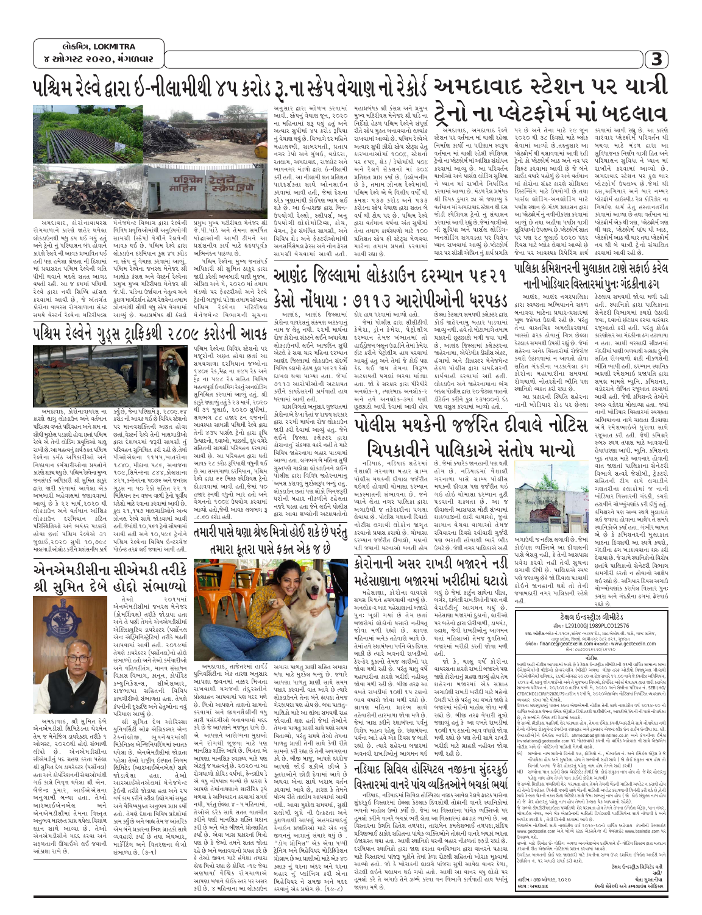# પશ્ચિમ રેલ્વે દ્વારા ઇ-નીલામીથી ૪૫ કરોડ રૂ.ના સ્કેપ વેચાણ નો રેકોર્ડ

અમદાવાદ, કોરોનાવાયરસ રોગચાળાને કારણે જાહેર થયેલા લોકડાઉનથી બધુ ઠપ થઈ ગયું હતું અને ટ્રેનો નું પરિચાલન બંધ હોવાને કારણે રેલ્વે ની આવક પ્રભાવિત થઈ હતી પણ હમેશા શ્રેષ્ઠતા ની દિશામાં પ્રયાસરત પશ્ચિમ રેલ્વેની ગતિ ધીમી થવાને બદલે સતત આગળ વધતી રહી. આ જ ક્રમમાં પશ્ચિમ રેલ્વે દ્વારા નવી સિધ્ધિ હાંસલ કરવામાં આવી છે, જે અંતર્ગત કોરોના વાયરસ રોગચાળાના સંકટ સમયે વેસ્ટર્ન રેલ્વેના મટીરીયલ્સ મેનેજમેન્ટ વિભાગ દ્વારા રેલ્વેની વિવિધ પ્રવૃત્તિઓમાંથી અનુપયોગી સામગ્રી (સ્ક્રેપ) વેચીને રેલ્વેની આવક થઈ છે. પશ્ચિમ રેલ્વેના લોકડાઉન દરમિયાન કુલ ૪૫ કરોડ ના સ્ક્રેપ નું વેચાણ કરવામાં આવ્યું. પશ્ચિમ રેલ્વેના જનરલ મેનેજર શ્રી આલોક કંસલ અને વેસ્ટર્ન રેલ્વેના પ્રમુખ મુખ્ય મટીરીયલ મેનેજર શ્રી જે.પી. પાંડેના ગતિશીલ નેતૃત્વ અને કુશળ માર્ગદર્શન હેઠળ રેલ્વેના તમામ ઝોનમાંથી સૌથી વધુ સ્ક્રેપ વેચવામાં આવ્યું છે. મહાપ્રબંધક શ્રી કંસલે પ્રમુખ મુખ્ય મટીરીયલ મેનેજર શ્રી જે.પી. પાંડે અને તેમના સમર્પિત ઓફિસર્સની આખી ટીમને આ પ્રશંસનીય કાર્ય માટે હૃદયપૂર્વક અભિનંદન પાઠવ્યા છે.

પશ્ચિમ રેલ્વેના મુખ્ય જનસંપર્ક અધિકારી શ્રી સુમિત ઠાકુર દ્વારા જારી કરેલી અખબારી યાદી મુજબ, એપ્રિલ અને મે, ૨૦૨૦ માં તમામ મંડળો પર ફેક્ટરીઓ અને ડેપો ટ્રેકની ભાળમાં પડેલા તમામ સ્ક્રેપના પશ્ચિમ રેલ્વેના મટીરીયલ મેનેજમેન્ટ વિભાગની સૂચના અનુસાર દ્વારા ઓક્શન કરવામાં આવી. સ્ક્રેપનું વેચાણ જૂન, ૨૦૨૦ ના મહિનામાં શરૂ થયું હતું અને અત્યાર સુધીમાં ૪૫ કરોડ રૂપિયા નું વેચાણ થયું છે. વિભાગીય ડેપો સહિત મહાલક્ષ્મી, સાબરમતી, પ્રતાપ નગર રેલ ડેપો અને મુંબઈ, વડોદરા, રતલામ, અમદાવાદ, રાજકોટ અને ભાવનગર મંડળો દ્વારા ઇ-નીલામી કરી હતી. આ નીલામી શત પ્રતિશત પારદર્શકતા સાથે ઓનલાઈન કરવામાં આવી હતી, જેમાં દેશના દરેક ખૂણામાંથી કોઈપણ ભાગ લઈ શકે છે. આ ઇ-હરાજી દ્વારા બિન-ઉપયોગી રેલ્સ, સ્લીપર્સ, જનુ ઉપયોગી લોકોમોટિવ્સ, કોચ, વેગન, ટ્રેક સંબંધિત સામગ્રી, અને વિવિધ શેડ અને ફેક્ટરીઓમાંથી અનએંજિનિયરિંગ સ્ક્રેપ અને નોન ફેરસ સામગ્રી વેચવામાં આવી હતી.

મહાપ્રબંધક શ્રી કંસલ અને પ્રમુખ મુખ્ય મટીરીયલ મેનેજર શ્રી પાંડે ના નિર્દેશો હેઠળ પશ્ચિમ રેલ્વેને સંપૂર્ણ રીતે સ્ક્રેપ મુક્ત બનાવવાના લક્ષ્યાંક રાખવામાં આવ્યો છે. પશ્ચિમ રેલ્વેએ અત્યાર સુધી ઝીરો સ્ક્રેપ સ્ટેટસ હેતુ કારખાનાઓમાં ૧૦૦%, સ્ટેશનો પર ૯૫%, શેડ / ડેપોમાંથી ૭૦% અને રેલવે સેક્શનો માં ૩૦% પ્રતિશત પ્રાપ્ત કર્યો છે. ઉલ્લેખનીય છે કે, તમામ ઝોનલ રેલ્વેમાંથી પશ્ચિમ રેલ્વે એ બે વિત્તીય વર્ષો થી ક્રમશઃ ૫૩૭ કરોડ અને ૫૩૩ કરોડના સ્ક્રેપ વેચાણ દ્વારા સતત બે વર્ષ થી ટોચ પર છે. પશ્ચિમ રેલ્વે દ્વારા વર્તમાન વર્ષના અંત સુધીમાં તેના તમામ કાર્યક્ષમથી માટે ૧૦૦ પ્રતિશત સ્ક્રેપ ફ્રી સ્ટેટસ મેળવવા માટેના તમામ પ્રયત્નો કરવામાં આવી રહ્યા છે.

# પશ્ચિમ રેલ્વેને ગુડ્સ ટ્રાફિકથી ૨૮૦૯ કરોડની આવક

અમદાવાદ, કોરોનાવાયરસ ના કારણે લાગુ લોકડાઉન અને વર્તમાન પરિદ્રશ્ય વખતે પરિવહન અને શ્રમ ના ક્ષેત્રે સૌથી મુશ્કેલ પડકારો હોવા છતાં પશ્ચિમ રેલ્વે એ તેની લોડિંગ પ્રવૃત્તિઓ ચાલુ રાખી છે. આ મહત્વનું કાર્ય સફળ પશ્ચિમ રેલ્વેના કર્મઠ અધિકારીઓ અને નિષ્ઠાવાન કર્મચારીઓના પ્રયત્નોને કારણે શક્ય થયું છે. પશ્ચિમ રેલ્વેના મુખ્ય જનસંપર્ક અધિકારી શ્રી સુમિત ઠાકુર દ્વારા જારી કરવામાં આવેલા એક અખબારી અહેવાલમાં જણાવવામાં આવ્યું છે કે ૨૨ માર્ચ,૨૦૨૦ થી લોકડાઉન અને વર્તમાન આર્થિક લોકડાઉન દરમિયાન કોવિડ પરિસ્થિતિઓ અને ભયંકર પડકારો હોવા છતાં પશ્ચિમ રેલ્વેએ ૩૧ જુલાઈ,૨૦૨૦ સુધી ૧૦,૭૯૮ માલગાડીઓ દ્વારા પ્રશંસનીય કાર્ય કર્યું છે, જેના પરિણામે રૂ. ૨૮૦૯.૯૪ કરોડ ની આવક થઈ છે. વિવિધ સ્ટેશનો પર માનવશક્તિની અછત હોવા છતાં, વેસ્ટર્ન રેલ્વે તેની માલગાડીઓ દ્વારા દેશભરમાં જરૂરી સામગ્રી નું પરિવહન સુનિશ્ચિત કરી રહી છે. રેલ્વેએ પીઓએલના ૧૧૫૫,ખાતરોના ૧૯૪૦, મીઠાના ૧૫૭, અનાજના ૧૦૯,સિમેન્ટના ૮૪૪,કોલસાના ૪૨૫,કન્ટેનરના ૫૦૦૪ અને અન્ય ગુડ્સ ના ૫૦ રેકો સહિત ૨૨.૧ મિલિયન ટન વજન વાળી ટ્રેનો પૂરીય પ્રદેશો માટે રવાના કરવામાં આવી છે. કુલ ૨૧,૫૫૭ માલગાડીઓને અન્ય ઝોનલ રેલ્વે સાથે જોડવામાં આવી હતી.જેમાંથી ૧૦,૫૬૫ ટ્રેનો સોંપવામાં આવી હતી અને ૧૦,૯૯૨ ટ્રેનો ને પશ્ચિમ રેલ્વેના વિવિધ ઇન્ટરચેંજ પોઈન્ટ તરફ લઈ જવામાં આવી હતી.

પશ્ચિમ રેલ્વેના વિવિધ સ્ટેશનો પર મજૂરોની અછત હોવા છતાં આ સમયગાળા દરમિયાન જ્યાંના ૧૪૦૭ રેક,મૈદ્રા ના ૯૦૫ રેક અને ટ્રેન ના ૫૮૮ રેક સહિત વિવિધ મહત્વપૂર્ણ ઇનકમિંગ રેકનું અનલોડિંગ સુનિશ્ચિત કરવામાં આવ્યું હતું. શ્રી ઠાકુરે જણાવ્યું હતું કે ૨૩ માર્ચ, ૨૦૨૦ થી ૩૧ જુલાઈ, ૨૦૨૦ સુધીમાં, લગભગ ૮૮ હજાર ટન વજનની આવશ્યક સામગ્રી પશ્ચિમી રેલ્વે દ્વારા તેની ૪૩૫ પાર્સલ ટ્રેનો દ્વારા કૃષિ ઉત્પાદનો, દવાઓ, માછલી, દૂધ વગેરે સહિતની સામગ્રી પરિવહન કરવામાં આવી છે. આ પરિવહન દ્વારા થતી આવક ૨૮ કરોડ રૂપિયાથી વધુની થઈ છે.આ સમયગાળા દરમિયાન, પશ્ચિમ રેલ્વે દ્વારા ૬૬ મિલ્ક સ્પેશિયલ ટ્રેનો દોડાવવામાં આવી હતી, જેમાં ૫૦ હજાર ટનથી વધુનો ભાર હતો અને વેગનનો ૧૦૦% ઉપયોગ કરવામાં આવ્યો હતો,જેથી આવક લગભગ રૂ .૮.૯૦ કરોડ હતી.

# એનએમડીસીના સીએમડી તરીકે શ્રી સુમિત દેબે હોદ્દો સંભાળ્યો

અમદાવાદ, શ્રી સુમિત દેબે એનએમડીસી લિમિટેડના ચેરમેન તેમ જ મેનેજિંગ ડાયરેક્ટર તરીકે ૧ ઓગસ્ટ, ૨૦૨૦થી હોદ્દો સંભાળી લીધો છે. એનએમડીસીના સીએમડીનું પદ પ્રાપ્ત કરતા પહેલા શ્રી સુમિત દેબ ડાયરેક્ટર (પર્સોનલ) હતા અને કોર્પોરેશનની સેવાઓમાંથી ગઈ કાલે નિવૃત્ત થયેલા શ્રી એન. બૈજેન્દ્ર કુમાર, આઈએએસના અનુગામી બન્યા હતા. તેઓ આરઆઈએનએલ અને એનએમડીસીમાં તેમના વિસ્તૃત અનુભવ મારફત પ્રાપ્ત થયેલા વિશાળ જ્ઞાન સાથે આવ્યા છે. તેઓ એનએમડીસીને મદદ કરવા અને સફળતાની ઊંચાઈએ લઈ જવાની આકાંક્ષા રાખે છે.

તેઓ ૨૦૧૫માં એનએમડીસીમાં જનરલ મેનેજર (કોમર્શિયલ) તરીકે જોડાયા હતા અને તે પછી તેમને એનએમડીસીમાં એક્ઝિક્યુટિવ ડાયરેક્ટર (પર્સોનલ એન્ડ એડમિનિસ્ટ્રેટિવ) તરીકે બઢતી આપવામાં આવી હતી. ૨૦૧૮માં તેમણે ડાયરેક્ટર (પર્સોનલ)નો હોદ્દો સંભાળ્યો હતો અને તેઓ કર્મચારીઓ અને વહિવટીતંત્ર, માનવ સંસાધન વિકાસ વિભાગ, કાનૂન, કોર્પોરેટ કમ્યુનિકેશન્સ, સીએસઆર, રાજભાષા સહિતની વિવિધ કામગીરીઓ સંભાળતા હતા. તેમણે કંપનીની દૂરદર્શિ અને નેતૃત્વના વધુ પરિમાણ આપ્યું છે.

શ્રી સુમિત દેબ ઓરિસ્સા યુનિવર્સિટી ઓફ એગ્રિકલ્ચર એન્ડ ટેકનોલોજી, ભુવનેશ્વરમાંથી મિકેનિકલ એન્જિનિયરિંગમાં સ્નાતક થયેલા છે. એનએમડીસીમાં જોડાતા પહેલા તેમણે રાષ્ટ્રીય ઇસ્પાત નિગમ લિમિટેડ (આરઆઈએનએલ) સાથે જોડાયેલા હતા. તેઓ આરઆઈએનએલમાં મેનેજમેન્ટ ટ્રેઈની તરીકે જોડાયા હતા અને ૨૫ વર્ષ કરતા વધુ સમય સ્ટીલ ઉદ્યોગમાં સમૃદ્ધ અને વૈવિધ્યસભર અનુભવ પ્રાપ્ત કર્યો હતો. તેમણે દેશના વિવિધ પ્રદેશોમાં કામ કર્યું છે અને ભારત તેમ જ આંતરિક કાર્ય કરી છે અને એક મજબૂત પ્રતિષ્ઠા અને બેને પ્રકારના ભિન્ન ગ્રાહકો સાથે વ્યવસાયિક કર્યું છે તથા એકવાર, માર્કેટિંગ અને વિતરણના ક્ષેત્રો સંભાળ્યા છે. (૩-૧)

# તમારી પાસે ઘણા શ્રેષ્ઠ મિત્રો હોઈ શકે છે પરંતુ તમારા કૂતરા પાસે ફક્ત એક જ છે

અમદાવાદ, તાજેતરમાં હાર્વર્ડ યુનિવર્સિટીમાં એક તારણ અનુસાર આપણા જીવનમાં નક્કર ભૂમિકા રાખવાથી મગજની તંદુરસ્તીને પ્રોત્સાહન આપવામાં પણ મદદ મળે છે. મિત્રો આપણને તાણનો સામનો કરવામાં અને જીવનથી વધુ સારી પસંદગીઓ બનાવવામાં મદદ કરે છે જે આપણને મજબૂત રાખે છે. એ આપણને આરોગ્યના મુદ્દાઓ અને રોગથી જુજવા માટે પણ માનસિક શક્તિ આપે છે. મિત્રતા એ એક અલગ વાત છે જે ફક્ત માણસો સુધી મર્યાદિત નથી. આપણાં પાલતુ પ્રાણી જેવા પણ આપણા મિત્ર છે. પાલતુ પ્રાણી સાથે રહેવાથી આપણું સ્વાસ્થ્ય પણ સુધરે છે. ૨૦૨૦ ના આ રોગચાળાએ કોવિડ વર્ષમાં, ઇન્ડઝીપ કે એ વધુ નોંધપાત્ર બન્યું છે કારણ કે આપણે તેમાંના ઘણાને શારીરિક રૂપે મળવા કે અભિવાદન કરવામાં સમર્થ નથી, પરંતુ છેલ્લા ૪ - ૫ મહિનામાં, તેઓએ દરેક સાથે સતત વાતચીત કરીને ઘણી માનસિક શક્તિ પ્રદાન કરી છે અને એક મીજાના પ્રોત્સાહિત કર્યા છે. એવા ઘણા પ્રકારના મિત્રો પણ છે જે જેઓ તમને સતત જોતા રહે છે અને બતાવવાનો પ્રયત્ન કરે છે કે તેઓ જીવન માટે હંમેશા તમારા શ્રેષ્ઠ મિત્રો રહ્યા છે કોવિડ -૧૯ જેવા અણધાર્યા વૈશ્વિક રોગચાળામાં આપણા બધાને કોઈક સ્તર પર અસર કરી છે. ૪ મહિનામાં આ લોકડાઉન અમારા પાળતુ પ્રાણી સાથે અમારા બધા માટે ઘણું બન્યું છે. આપણાં પાલતુ પ્રાણી સાથે સમય પસાર કરવાની વાત આવે છે ત્યારે લોકડાઉનને તેના બંને ફાયદા તેમજ ગેરફાયદા પણ હોય છે. બીજા પાલતુ-માલિકો માટે આ લોખ સમસ્યાઓ રાખે છે. બીજી બાજુ, આપણો દરરોજ આપણે જોઈ શકીએ છીએ કે કુતરાઓને છોડી દેવામાં આવે છે અથવા એના સાથે ખરાબ વર્તન કરવામાં આવે છે, કારણ કે તેમને યોગ્ય રીતે તાલીમ આપવામાં આવી નથી. આવા મુશ્કેલ સમયમાં, સુફી સલાંમી ગ્રૂપે ની ઉત્કટતા અને હુમાયુ કંપની ઇન્ટેલિજન્સ માટે એક નવું જીવનભર સંબંધ ગ્રહણ લાવ્યું છે. "ડોગ પ્રોમિસ" એક એવા પગ્રી ટ્રેનિંગ અને બિહેવિયર મોડિફિકેશન પ્રોગ્રામ છે જે પાળતુ પ્રાણીઓ માટે એક ૩૦ કલાક નું ઘરના અંદર અને ઘરના બહાર નુ પ્લાનિંગ કરી અને બિહેવિયર ને સમજી અને મદદ કરવાનું એક પ્રયોગ છે. (૧૯-૮)

# અમદાવાદ સ્ટેશન પર યાત્રી ટ્રેનો ના પ્લેટફોર્મ માં બદલાવ

અમદાવાદ, અમદાવાદ રેલ્વે સ્ટેશન પર વર્તમાન માં ચાલી રહેલા નિર્માણ કાર્યો ના પરીણામ સ્વરૂપ વર્તમાન માં ચાલી રહેલી સ્પેશિયલ ટ્રેનો ના પ્લેટફોર્મ માં આંશિક સંશોધન કરવામાં આવ્યુ છે. આ પરિવર્તન યાત્રીઓ અને પાર્સલ લોડિંગ સુવિધા ને ધ્યાન માં રાખીને નિર્ધારિત કરવામાં આવ્યા છે. મંડળ રેલ પ્રબંધક શ્રી દિપક કુમાર ઝા એ જણાવ્યુ કે વર્તમાન માં અમદાવાદ સ્ટેશન થી કુલ ૩૦ ટ્રેનો સ્પેશિયલ ટ્રેનો નુ સંચાલન કરવામાં આવી રહ્યુ છે. જેમાં યાત્રીઓ ની સુવિધા અને પાર્સલ લોડિંગ-અનલોડિંગ સગવડતા પર વિશેષ ધ્યાન રાખવામાં આવ્યું છે. પ્લેટફોર્મ ચાર પર સીસી એપ્રિન નું કાર્ય પ્રગતિ પર છે અને તેના માટે ૨૯ જૂન ૨૦૨૦ થી ૩૦ દિવસો માટે બ્લોક લેવામાં આવ્યો છે. તદનુસાર આ પ્લેટફોર્મ થી ચાલવવામાં આવી રહી ટ્રેનો ને પ્લેટફોર્મ આઠ અને નવ પર શિફ્ટ કરવામાં આવી છે જે બંને સાઈડ વધારે પહોળું છે અને વર્તમાન માં કોરોના સંકટ કારણે સોશિયલ ડિસ્ટન્સિંગ માટે ઉપયોગી છે. તથા પાર્સલ લોડિંગ-અનલોડિંગ માટે પર્યાપ્ત સ્થાન છે. મંડળ પ્રશાસન દ્વારા આ પ્લેટફોર્મ નું નવીનીકરણ કરવામાં આવ્યુ છે તથા આધીયા યાત્રી સુવિધાઓ ઉપલબ્ધ છે. પ્લેટફોર્મ સાત પર પણ ૨૮ જુલાઈ ૨૦૨૦ થી ચેડર બ્લોક લેવામાં આવ્યો છે જેના પર આવશ્યક રિપેરિંગ કાર્ય કરવામાં આવી રહ્યું છે. આ કારણે વારંવાર પ્લેટફોર્મ પરિવર્તન થી બચવા માટે મંડળ દ્વારા આ સુવિધાજનક નિર્ણય યાત્રી હિત અને પરિચાલન સુવિધા ને ધ્યાન માં રાખીને કરવામાં આવ્યો છે. અમદાવાદ સ્ટેશન પર કુલ બાર પ્લેટફોર્મ ઉપલબ્ધ છે જેમાં થી દસ,અગિયાર અને બાર નમ્બર પ્લેટફોર્મ હાઈસ્પીડ રેલ કોરિડોર ના નિર્માણ કાર્ય હેતુ હસ્તાનતરિત કરવામાં આવ્યા છે તથા વર્તમાન માં પ્લેટફોર્મ એક થી છ્ઠા, પ્લેટફોર્મ પાંચ થી સાત, પ્લેટફોર્મ પાંચ થી આઠ, પ્લેટફોર્મ આઠ થી ચાર તથા પ્લેટફોર્મ નવ થી બે યાત્રી ટ્રેનો સંચાલિત કરવામાં આવી રહી છે.

# આણંદ જિલ્લામાં લોકડાઉન દરમ્યાન ૫૬૨૧ કેસો નોંધાયા : ૭૧૧૩ આરોપીઓની ધરપકડ

આણંદ, આણંદ જિલ્લામાં કોરોના વાયરસનું સંક્રમણ અટકાવવું નામ જ લેતું નથી. ૨૨મી માર્ચને રોજ કોરોના સંકટને લઈને અપાયેલા લોકડાઉનથી લઈને અત્યાર સુધીમાં આણંદ જિલ્લામાં લોકડાઉન સંદર્ભે વિવિધ કલમો હેઠળ કુલ ૫૬૨૧ કેસો દાખલ થવા પામ્યા હતા. જેમાં ૭૧૧૩ આરોપીઓની અટકાયત કરીને કાયદેસરની કાર્યવાહી હાથ ધરવામાં આવી હતી.

પ્રાપ્ત વિગતો અનુસાર ગુજરાતમાં કોરોનાએ દેખા દેતાં જ રાજ્ય સરકાર દ્વારા ૨૨મી માર્ચના રોજ લોકડાઉન જારી કરી દેવામાં આવ્યું હતું. જેને લઈને જિલ્લા કલેકટર દ્વારા કોરોનાનું સંક્રમણ વકરે નહીં તે માટે વિવિધ જાહેરનામા બહાર પાડવામાં આવ્યા હતા. લગભગ બે મહિના સુધી ચુસ્તપણે ચાલેલા લોકડાઉનને લઈને પોલીસ દ્વારા વિવિધ જાહેરનામાનું અમલ કરાવવું મુશ્કેલરૂપ બન્યું હતું. લોકડાઉન છતાં પણ લોકો બિનજરૂરી ઘરોની બહાર નીકળીને રહેતા, નજરે પડતા હતા જેને લઈને પોલીસ દ્વારા આવા શખ્સોની અટકાયતનો દોર હાથ ધરવામાં આવ્યો હતો.

જેમાં પોલીસ દ્વારા સીસીટીવી કેમેરા, ડ્રોન કેમેરા, પેટ્રોલીંગ દરમ્યાન તેમજ ખંભાતમાં તો હાઈડ્રોજન બલૂન ઉડાડીને તેમાં કેમેરા ફીટ કરીને પેટ્રોલીંગ હાથ ધરવામાં આવતું હતું અને તેમાં જે કોઈ પણ કેદ થઈ જાય તેમના વિરૂધ્ધ અટકાયતી પગલાં ભરવા માંડ્યા હતા. જો કે સરકાર દ્વારા ધીરેધીરે અનલોક-૧, ત્યારબાદ અનલોક-૨ અને હવે અનલોક-૩માં ઘણી છૂટછાટો આપી દેવામાં આવી હોય છેલ્લા કેટલાક સમયથી કલેકટર દ્વારા કોઈ જાહેરનામુ બહાર પાડવામાં આવ્યું નથી. હવે તો મોટાભાગની તમામ પ્રકારની છૂટછાટો મળી જવા પામી છે. આણંદ જિલ્લામાં કલેકટરના જાહેરનામા, એપેડેમીક ડીસીસ એક્ટ, ઇંગ્લામાં અને ડીઝાસ્ટર મેનેજમેન્ટ હેઠળ પોલીસ દ્વારા કાયદેસરની કાર્યવાહી કરવામાં આવી હતી. લોકડાઉન અને જાહેરનામાના ભંગ બદલ પોલીસ દ્વારા ૨૦જેટલા વાહનો ડીટેઈન કરીને કુલ ૨૩૫૦૦૦ નો દંડ પણ વસુલ કરવામાં આવ્યો હતો.

# પાલિકા કમિશનરની મુલાકાત ટાણે સફાઈ કરેલ નાની ખોડિયાર વિસ્તારમાં પુનઃ ગંદકીના ઢગ

આણંદ, આણંદ નગરપાલિકા દ્વારા સ્વચ્છતા અભિયાનને સફળ બનાવવા માટેના પ્રચાર-પ્રસારમાં ખૂબ જહેમત ઉઠાવી રહી છે. પરંતુ તેના વાસ્તવિક અમલીકરણમાં ખાસ્સો ફરક હોવાનું ચિત્ર છેલ્લા કેટલાક સમયથી ઉપસી રહ્યું છે. જેમાં શહેરના અનેક વિસ્તારોમાં રોજેરોજ કચરો ઉઠાવવામાં ન આવતો હોય સહિત ગંદકીના ખડકાયેલા ઢગ કોરોના મહામારીના સમયમાં રોગચાળો નોતરશેની ભીતિ પણ સ્થાનિકો વ્યક્ત કરી રહ્યા છે.

આ પ્રકારની સ્થિતિ શહેરના નાની ખોડિયાર રોડ પર છેલ્લા કેટલાક સમયથી જોવા મળી રહી હતી. સ્થાનિકો દ્વારા પાલિકાના સેનેટરી વિભાગમાં ફરિયાદ કરી ગંદકી દૂર કરવા જવા, દવાનો છંટકાવ કરવા વારંવાર રજૂઆતો કરી હતી. પરંતુ કોઈક કારણોસર આ ગંદકીના ઢગ હટાવાયા ન હતા. આથી વરસાદી સીઝનમાં ગંદકીમાં પાણી ભળવાથી અસહ્ય દુર્ગંધ સહિત રોગચાળો ફાટી નીકળવાની ભીતિ વ્યાપી હતી. દરમ્યાન સ્થાનિક અગ્રણી રમેશભાઈ પ્રજાપતિ દ્વારા સમગ્ર મામલે મ્યુનિ. કમિશનર, વડોદરાને લેખિત રજૂઆત કરવામાં આવી હતી. મ્યુનિ કમિશનરે તેઓને રૂબરૂ વડોદરા બોલાવ્યા હતા. જ્યાં નાની ખોડિયાર વિસ્તારમાં સ્વચ્છતા અભિયાનના નામે ચાલતા ડીંડવાણા અંગે રમેશભાઈએ પુરાવા સાથે રજૂઆત કરી હતી. જેથી કમિશ્નરે રૂબરૂ સ્થળ તપાસ માટે આવવાની હૈયાધારણા આપી. મ્યુનિ. કમિશનર ખુદ તપાસ માટે આવનાર હોવાની વાત જાણતાં પાલિકાના સેનેટરી વિભાગે સતર્ક જેસીબી, ટ્રેકટરો સહિતની ટીમ કામે લગાડીને ગણતરીના કલાકોમાં જ નાની ખોડિયાર વિસ્તારની ગંદકી, કચરો હટાવીને ચોખ્ખુંચણાંક કરી દીધું હતું. કમિશ્નરને પણ અત્ર સ્થળે મુલાકાત લઈ જવાયા હોવાના આક્ષેપ સ્થાનિકોએ કર્યા હતા. ગંભીર બાબત એ છે કે કમિશનરની મુલાકાત બાદના દિવસથી આ સ્થળે કચરો, ગંદકીના ઢગ ખડકાવવાના શરૂ કરી દેવાયા છે. જે સામે સ્થાનિકોનો વિરોધ છતાંયે પાલિકાનો સેનેટરી વિભાગ કામગીરી કરતો ન હોવાનો આક્ષેપ થઈ રહ્યો છે. અગિયાર દિવસ અગાઉ ચોખ્ખીચણાંક કરાયેલ વિસ્તાર પુનઃ કચરા અને ગંદકીના ઢગમાં ફેરવાઈ રહ્યો છે.

# પોલીસ મથકની જર્જરિત દીવાલે નોટિસ ચિપકાવીને પાલિકાએ સંતોષ માન્યો

નડિયાદ, નડિયાદ શહેરમાં વૈશાલી ગરનાળા બહાર ગ્રામ્ય પોલીસ મથકની દીવાલ જર્જરિત થઈગઈ હોવાથી ચોમાસા દરમ્યાન અકસ્માતની સંભાવના છે. જેને ધ્યાને લેતા નગર પાલિકા દ્વારા આગોતરી જ તકેદારીના પગલા લેવાયા છે. પોલીસ મથકની દિવાલે નોટિસ લગાવી લોકોને જાગૃત કરવાનો પ્રયાસ કરાયો છે. ચોમાસા દરમ્યાન જર્જરિત દીવાલો, મકાનો પડી જવાની ઘટનાઓ બનતી હોય છે. જેમાં કયારેક જાનહાનીપણ થતી હોય છે. નડિયાદમાં વૈશાલી ગરનાળા પાસે ગ્રામ્ય પોલીસ મથકની દીવાલ પણ જર્જરિત થઈ ગઈ હોઈ ચોમાસા દરમ્યાન તૂટી પડવાની શકયતા છે. આ દીવાલની આસપાસ મોટી સંખ્યામાં શાકભાજની લારી વાળાઓ, જૂનો સામાન વેચવા વાળાઓ તેમજ રવિવારના દિવસે રવીવારી ગુજરી પણ ભરાતી હોવાથી ભારે ભીડ ઉમટે છે. જેથી નગર પાલિકાએ અહીં અગાઉથી જ નોટિસ લગાવી છે. જેમાં કોઈપણ વ્યક્તિએ આ દીવાલની પાસે બેસવું નહીં, કે તેની આસપાસ પ્રવેશ કરવો નહીં તેવી સૂચના લગાવી દીધી છે. પાલિકાએ સ્પષ્ટ પણે જણાવ્યું છે કે જો દિવાલ પડવાથી કોઈનો જાનહાની થશે તો તેની જવાબદારી નગર પાલિકાની રહેશે નહીં.

# કોરોનાની અસર રાખડી બજારને નડી મહેસાણાના બજારમાં ખરીદીમાં ઘટાડો

મહેસાણા, કોરોના વાયરસે સમગ્ર વિશ્વને હચમચાવી નાખ્યું છે. અનલોક-૨ બાદ મહેસાણાનો બજારો પુનઃ ખુલી ગયાં છે તેમ છતાં બજારોમાં લોકોનો ધસારો નહીંવત જોવા મળી રહ્યો છે. શ્રાવણ મહિનામાં અનેક તહેવારો આવે છે. તેમાં હવે રક્ષાબંધન પર્વને એક દિવસ બાકી છે ત્યારે અવનવી રાખડીઓ થી ડેરા-ડેરા દુકાનો તેમજ લારીઓ પર જોવા મળી રહી છે. પરંતુ ચાલુ વર્ષે મહામારીના કારણે ખરીદી નહીંવત જોવા મળી રહી છે. બીજી તરફ આ વખતે રાખડીમાં ૧૦થી ૧૫ ટકાનો ભાવ વધારો જોવા મળી રહ્યો છે. શ્રાવણ મહિના પ્રારંભ સાથે તહેવારોની હારમાળા જોવા મળે છે. જેમાં બહેન ભાઈને રક્ષાબંધનનો પર્વ વિશેષ મહત્વ રહેલું છે. રક્ષાબંધન પર્વના હવે એક જ દિવસ જ બાકી રહ્યો છે. ત્યારે શહેરના બજારમાં અવનવી રાખડીઓનું આગમન થઈ ગયું છે જેમાં કાર્ટૂન સાથેના પીઝ્રા, બર્ગર, ડાયમંડ રાખડીઓની પણ નવી વેરાઈટીનું આગમન થયું છે. મહેસાણા બજારમાં દુકાનો, લારીઓ પર બહેનો દ્વારા ઈટાલિયાણી, ડાયમંડ, કડલા, જેવી રાખડીઓનું આગમન થતાં મહિલાઓ તેમજ યુવતીઓ જબરમાં ખરીદી કરતી જોવા મળી હતી.

જો કે, ચાલુ વર્ષે કોરોના વાયરસના કારણે રાખડી બજારને પણ જાણે કોરોનાનું ગ્રહણ લાગ્યું હોય તેમ શહેરના બજારમાં એક સમાહ અગાઉથી રાખડી ખરીદી બહેનો ઉમટી પડે છે પરંતુ આ વખતે જાણે કે બજારમાં મંદીનો માહોલ જોવા મળી રહ્યો છે. બીજી તરફ વેપારી સૂત્રો જણાવ્યું હતું કે આ વખતે રાખડીમાં ૧૦થી ૧૫ ટકાનો ભાવ વધારો જોવા મળી રહ્યો છે પણ તેની સામે રાખડી ખરીદી માટે ગ્રાહકો નહીંવત જોવા મળી રહ્યા છે.

# નડિયાદ સિવિલ હોસ્પિટલ નજીકના સુંદરકુઈ વિસ્તારમાં વાનરે પાંચ વ્યક્તિઓને બચકાં ભર્યા

નડિયાદ, નડિયાદમાં સિવિલ હોસ્પિટલ નજીક આવેલ રેલવે ફાટક પાસેના સુંદરકુઈ વિસ્તારમાં છેલ્લા કેટલાક દિવસોથી તોફાની વાનરે આતંક મચાવ્યો છે. આ વાનરે વિસ્તારના રહીશો પર હુમલો કરીને પાંચ વ્યક્તિઓને બચકાં ભર્યા છે. જેમાં આ વિસ્તારના પાંચ વ્યક્તિઓ પર હુમલો કરીને વાનરે બચકાં ભરી લેતા વિસ્તારમાં ફફડાટ વ્યાપ્યો છે. આ વિસ્તારના ઉપરાંત સિવિલ હોસ્પિટલ, તારાબેન ડાક્ટરોના સ્થાનો, રમતગમતના મેદાન નજીક અને આ વિસ્તારના ઘરોમાં પણ વાનર ઘૂસી જતો હોવાથી લોકો ભયભીત બન્યા છે. દરમિયાન સ્થાનિકો દ્વારા જાણ કરાતા વનવિભાગ દ્વારા વાનરને પકડવા માટે વિસ્તારમાં પાંજરું મૂકીને તેમાં કેળા રોટલી સહિતનો ખોરાક મુકવામાં આવ્યો હતો. જો કે ખોરાકની લાલચે પાંજરા સુધી આવેલ વાનર કેળા, રોટલી લઈને ભાગી જતો હતો. આથી આ વાનર વધુ લોકો પર હુમલો કરે તે અગાઉ તેને ઝડપી લેવા વન વિભાગે કાર્યવાહી હાથ ધર્યાનું જાણવા મળે છે.

**ટેક્સલ ઇન્ડસ્ટ્રીઝ લીમીટેડ**

સીન : L29100GJ1989PLC012576

રજી. ઓફિસ : બ્લોક નં. ૨૦૯૯, ગામ : સાંતેજ, તાલુકો : કલોલ, જીલ્લો : ગાંધીનગર - ૩૮૨૭૨૧, ગુજરાત

ઈમેઈલ : finance@geotexelin.com વેબસાઈટ : www.geotexelin.com

ફોન : ૦૯૯૦૯૯૮૮૯૦

**નોટીસ**

આથી અહીં નોટીસ આપવામાં આવે છે કે ટેક્સલ ઇન્ડસ્ટ્રીઝ લીમીટેડની કંપનીની વાર્ષિક સામાન્ય સભા (એજીએમ) વીડીઓ કોન્ફરન્સિંગ / અન્ય ઓડિયો વિઝ્યુઅલ માધ્યમો (ઓએવીએમ) દ્વારા ... એમસીએ તથા સેબી દ્વારા બહાર પાડેલા પરિપત્રો SEBI/HO/CFD/CMD1/CIR/P/2020/79 ના અનુપાલનમાં યોજાશે. ... સભ્યોએ તેમના ઈમેઈલ સરનામા કંપની / ડિપોઝીટરી પાર્ટીસિપન્ટ સાથે રજીસ્ટર કરાવવા વિનંતી છે. વાર્ષિક અહેવાલ કંપનીની વેબસાઈટ www.geotexelin.com અને સ્ટોક એક્સચેન્જની વેબસાઈટ www.bseindia.com પર ઉપલબ્ધ રહેશે.

ટેક્સલ ઇન્ડસ્ટ્રીઝ લિમિટેડ વતી

સહી/

શ્વેતા સુખાનીયા

કંપની સેક્રેટરી અને કમ્પલાયંસ ઓફિસર

તારીખ : ૩ ઓગસ્ટ, ૨૦૨૦

સ્થળ : અમદાવાદ